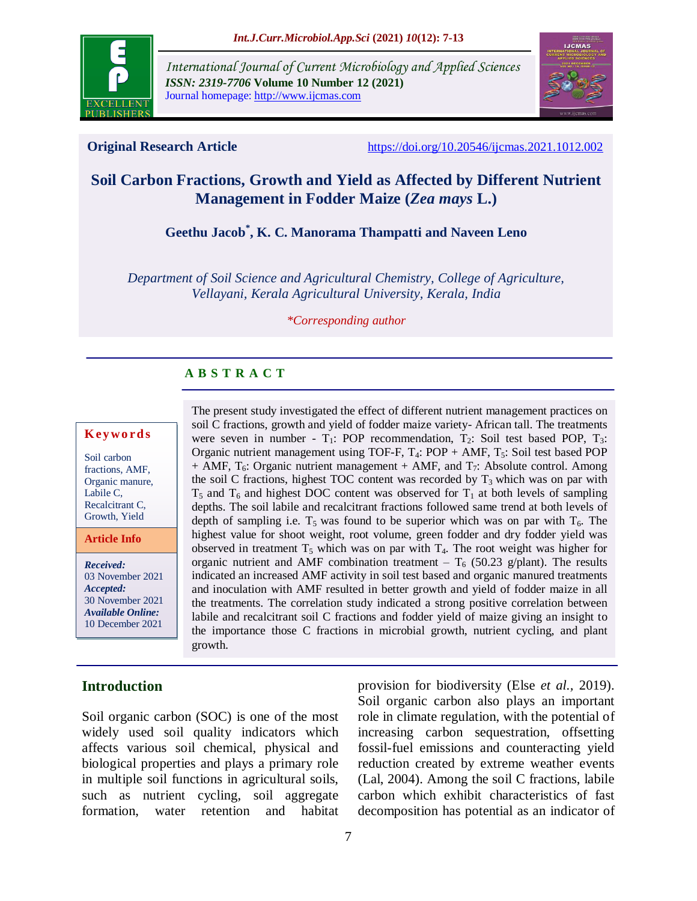**International Journal of Current Microbiology and Applied Sciences**
*ISSN: 2319-7706* **Volume 10 Number 12 (2021)**
Journal homepage: http://www.ijcmas.com

**Original Research Article** https://doi.org/10.20546/ijcmas.2021.1012.002

# Soil Carbon Fractions, Growth and Yield as Affected by Different Nutrient Management in Fodder Maize (*Zea mays* L.)

**Geethu Jacob*, K. C. Manorama Thampatti and Naveen Leno**

*Department of Soil Science and Agricultural Chemistry, College of Agriculture, Vellayani, Kerala Agricultural University, Kerala, India*

*\*Corresponding author*

## ABSTRACT

**Keywords**

Soil carbon fractions, AMF, Organic manure, Labile C, Recalcitrant C, Growth, Yield

**Article Info**

***Received:*** 03 November 2021
***Accepted:*** 30 November 2021
***Available Online:*** 10 December 2021

The present study investigated the effect of different nutrient management practices on soil C fractions, growth and yield of fodder maize variety- African tall. The treatments were seven in number - $T_1$: POP recommendation, $T_2$: Soil test based POP, $T_3$: Organic nutrient management using TOF-F, $T_4$: POP + AMF, $T_5$: Soil test based POP + AMF, $T_6$: Organic nutrient management + AMF, and $T_7$: Absolute control. Among the soil C fractions, highest TOC content was recorded by $T_3$ which was on par with $T_5$ and $T_6$ and highest DOC content was observed for $T_1$ at both levels of sampling depths. The soil labile and recalcitrant fractions followed same trend at both levels of depth of sampling i.e. $T_5$ was found to be superior which was on par with $T_6$. The highest value for shoot weight, root volume, green fodder and dry fodder yield was observed in treatment $T_5$ which was on par with $T_4$. The root weight was higher for organic nutrient and AMF combination treatment – $T_6$ (50.23 g/plant). The results indicated an increased AMF activity in soil test based and organic manured treatments and inoculation with AMF resulted in better growth and yield of fodder maize in all the treatments. The correlation study indicated a strong positive correlation between labile and recalcitrant soil C fractions and fodder yield of maize giving an insight to the importance those C fractions in microbial growth, nutrient cycling, and plant growth.

## Introduction

Soil organic carbon (SOC) is one of the most widely used soil quality indicators which affects various soil chemical, physical and biological properties and plays a primary role in multiple soil functions in agricultural soils, such as nutrient cycling, soil aggregate formation, water retention and habitat provision for biodiversity (Else *et al.,* 2019). Soil organic carbon also plays an important role in climate regulation, with the potential of increasing carbon sequestration, offsetting fossil-fuel emissions and counteracting yield reduction created by extreme weather events (Lal, 2004). Among the soil C fractions, labile carbon which exhibit characteristics of fast decomposition has potential as an indicator of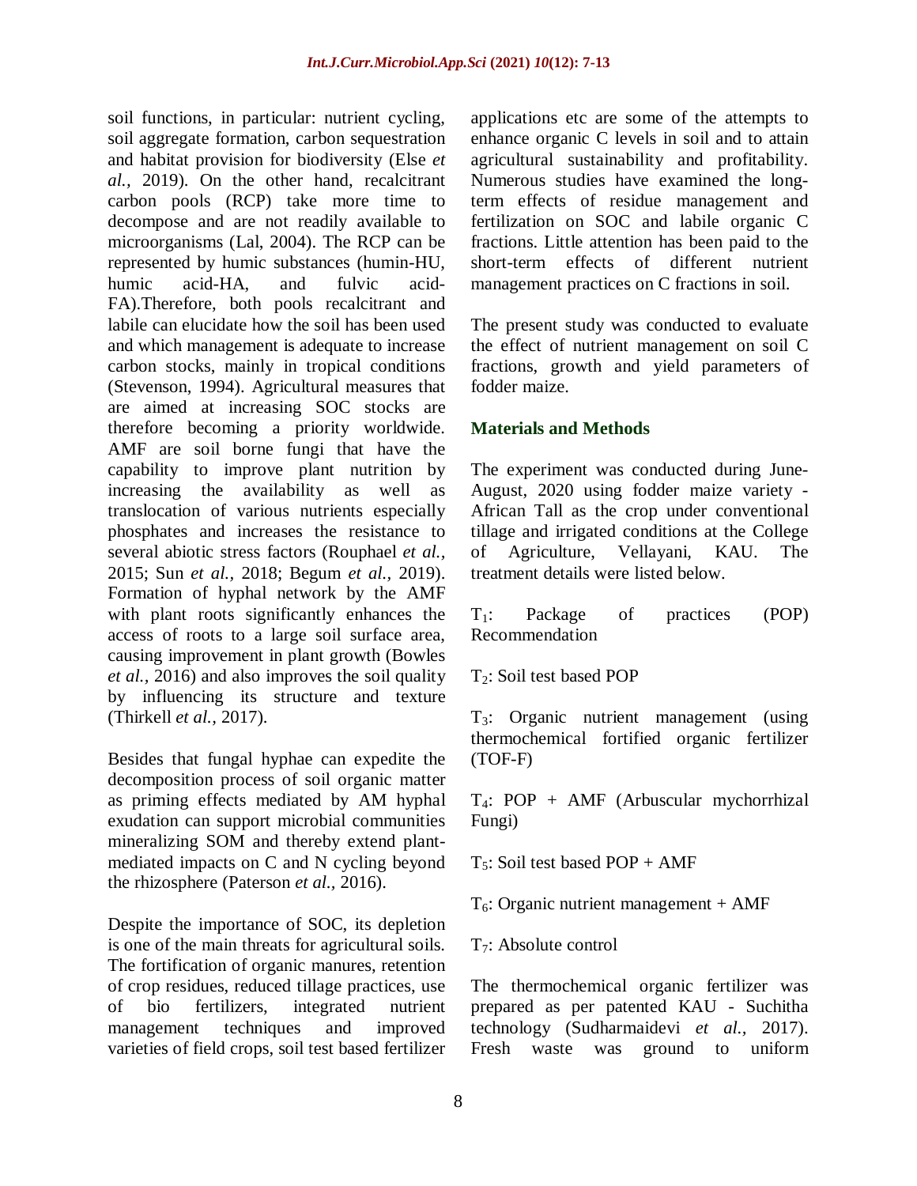soil functions, in particular: nutrient cycling, soil aggregate formation, carbon sequestration and habitat provision for biodiversity (Else *et al.,* 2019). On the other hand, recalcitrant carbon pools (RCP) take more time to decompose and are not readily available to microorganisms (Lal, 2004). The RCP can be represented by humic substances (humin-HU, humic acid-HA, and fulvic acid-FA).Therefore, both pools recalcitrant and labile can elucidate how the soil has been used and which management is adequate to increase carbon stocks, mainly in tropical conditions (Stevenson, 1994). Agricultural measures that are aimed at increasing SOC stocks are therefore becoming a priority worldwide. AMF are soil borne fungi that have the capability to improve plant nutrition by increasing the availability as well as translocation of various nutrients especially phosphates and increases the resistance to several abiotic stress factors (Rouphael *et al.,* 2015; Sun *et al.,* 2018; Begum *et al.,* 2019). Formation of hyphal network by the AMF with plant roots significantly enhances the access of roots to a large soil surface area, causing improvement in plant growth (Bowles *et al.,* 2016) and also improves the soil quality by influencing its structure and texture (Thirkell *et al.,* 2017).

Besides that fungal hyphae can expedite the decomposition process of soil organic matter as priming effects mediated by AM hyphal exudation can support microbial communities mineralizing SOM and thereby extend plant-mediated impacts on C and N cycling beyond the rhizosphere (Paterson *et al.,* 2016).

Despite the importance of SOC, its depletion is one of the main threats for agricultural soils. The fortification of organic manures, retention of crop residues, reduced tillage practices, use of bio fertilizers, integrated nutrient management techniques and improved varieties of field crops, soil test based fertilizer applications etc are some of the attempts to enhance organic C levels in soil and to attain agricultural sustainability and profitability. Numerous studies have examined the long-term effects of residue management and fertilization on SOC and labile organic C fractions. Little attention has been paid to the short-term effects of different nutrient management practices on C fractions in soil.

The present study was conducted to evaluate the effect of nutrient management on soil C fractions, growth and yield parameters of fodder maize.

## Materials and Methods

The experiment was conducted during June-August, 2020 using fodder maize variety - African Tall as the crop under conventional tillage and irrigated conditions at the College of Agriculture, Vellayani, KAU. The treatment details were listed below.

$T_1$: Package of practices (POP) Recommendation

$T_2$: Soil test based POP

$T_3$: Organic nutrient management (using thermochemical fortified organic fertilizer (TOF-F)

$T_4$: POP + AMF (Arbuscular mychorrhizal Fungi)

$T_5$: Soil test based POP + AMF

$T_6$: Organic nutrient management + AMF

$T_7$: Absolute control

The thermochemical organic fertilizer was prepared as per patented KAU - Suchitha technology (Sudharmaidevi *et al.,* 2017). Fresh waste was ground to uniform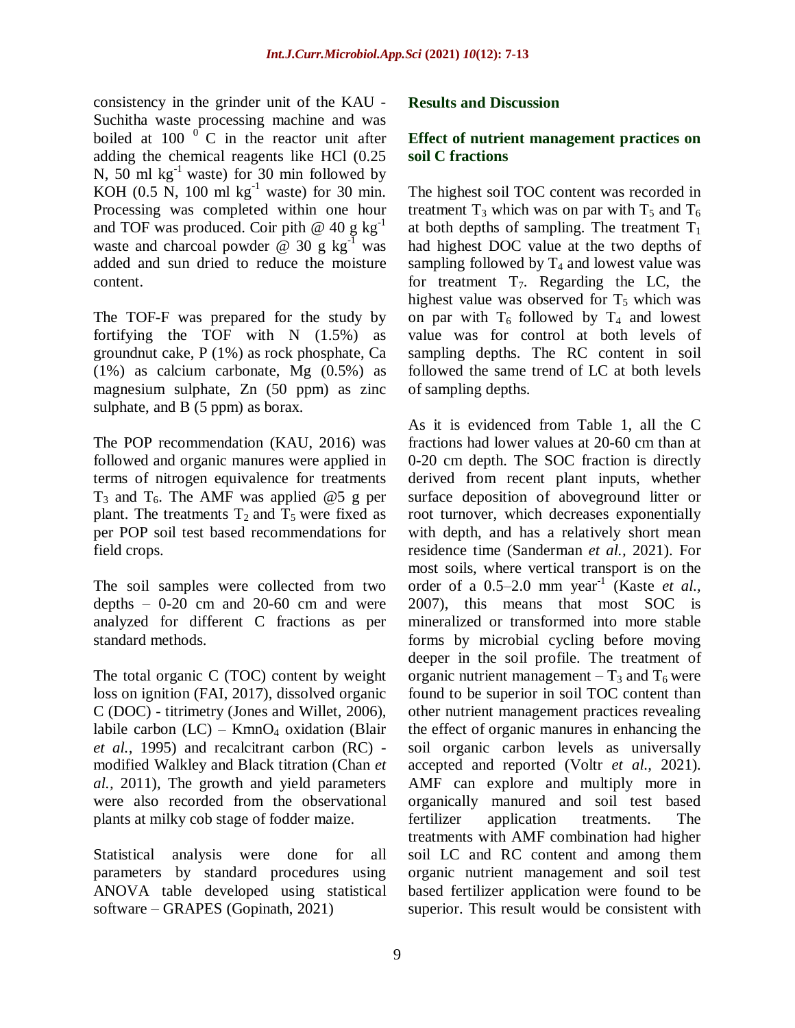consistency in the grinder unit of the KAU - Suchitha waste processing machine and was boiled at 100 $^0$C in the reactor unit after adding the chemical reagents like HCl (0.25 N, 50 ml $kg^{-1}$ waste) for 30 min followed by KOH (0.5 N, 100 ml $kg^{-1}$ waste) for 30 min. Processing was completed within one hour and TOF was produced. Coir pith @ 40 g $kg^{-1}$ waste and charcoal powder @ 30 g $kg^{-1}$ was added and sun dried to reduce the moisture content.

The TOF-F was prepared for the study by fortifying the TOF with N (1.5%) as groundnut cake, P (1%) as rock phosphate, Ca (1%) as calcium carbonate, Mg (0.5%) as magnesium sulphate, Zn (50 ppm) as zinc sulphate, and B (5 ppm) as borax.

The POP recommendation (KAU, 2016) was followed and organic manures were applied in terms of nitrogen equivalence for treatments $T_3$ and $T_6$. The AMF was applied @5 g per plant. The treatments $T_2$ and $T_5$ were fixed as per POP soil test based recommendations for field crops.

The soil samples were collected from two depths – 0-20 cm and 20-60 cm and were analyzed for different C fractions as per standard methods.

The total organic C (TOC) content by weight loss on ignition (FAI, 2017), dissolved organic C (DOC) - titrimetry (Jones and Willet, 2006), labile carbon (LC) – $KmnO_4$ oxidation (Blair *et al.,* 1995) and recalcitrant carbon (RC) - modified Walkley and Black titration (Chan *et al.,* 2011), The growth and yield parameters were also recorded from the observational plants at milky cob stage of fodder maize.

Statistical analysis were done for all parameters by standard procedures using ANOVA table developed using statistical software – GRAPES (Gopinath, 2021)

## Results and Discussion

### Effect of nutrient management practices on soil C fractions

The highest soil TOC content was recorded in treatment $T_3$ which was on par with $T_5$ and $T_6$ at both depths of sampling. The treatment $T_1$ had highest DOC value at the two depths of sampling followed by $T_4$ and lowest value was for treatment $T_7$. Regarding the LC, the highest value was observed for $T_5$ which was on par with $T_6$ followed by $T_4$ and lowest value was for control at both levels of sampling depths. The RC content in soil followed the same trend of LC at both levels of sampling depths.

As it is evidenced from Table 1, all the C fractions had lower values at 20-60 cm than at 0-20 cm depth. The SOC fraction is directly derived from recent plant inputs, whether surface deposition of aboveground litter or root turnover, which decreases exponentially with depth, and has a relatively short mean residence time (Sanderman *et al.,* 2021). For most soils, where vertical transport is on the order of a 0.5–2.0 mm $year^{-1}$ (Kaste *et al.,* 2007), this means that most SOC is mineralized or transformed into more stable forms by microbial cycling before moving deeper in the soil profile. The treatment of organic nutrient management – $T_3$ and $T_6$ were found to be superior in soil TOC content than other nutrient management practices revealing the effect of organic manures in enhancing the soil organic carbon levels as universally accepted and reported (Voltr *et al.,* 2021). AMF can explore and multiply more in organically manured and soil test based fertilizer application treatments. The treatments with AMF combination had higher soil LC and RC content and among them organic nutrient management and soil test based fertilizer application were found to be superior. This result would be consistent with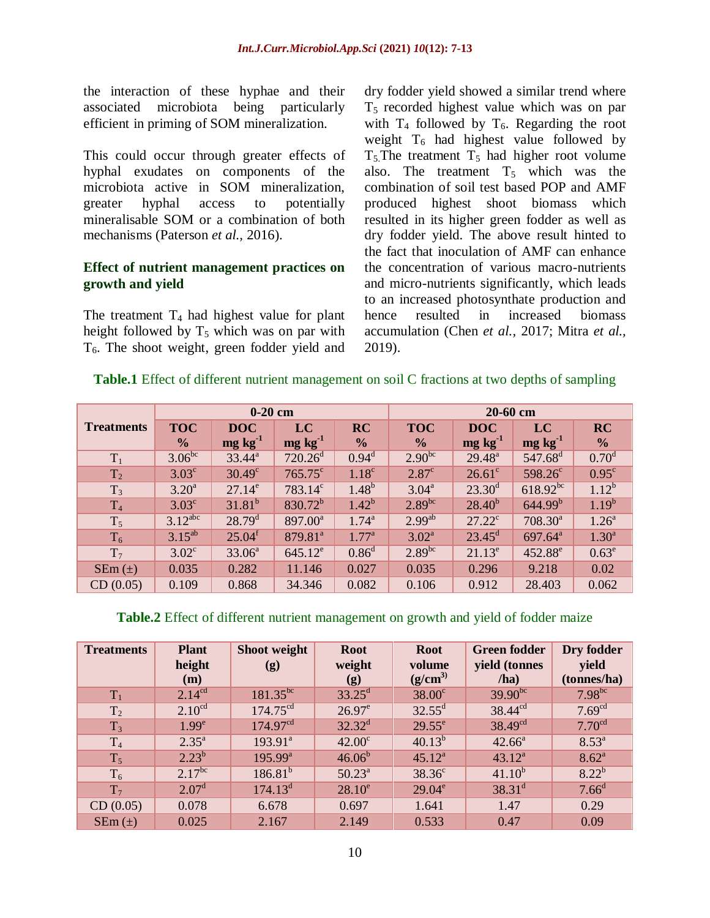the interaction of these hyphae and their associated microbiota being particularly efficient in priming of SOM mineralization.

This could occur through greater effects of hyphal exudates on components of the microbiota active in SOM mineralization, greater hyphal access to potentially mineralisable SOM or a combination of both mechanisms (Paterson *et al.,* 2016).

### Effect of nutrient management practices on growth and yield

The treatment $T_4$ had highest value for plant height followed by $T_5$ which was on par with $T_6$. The shoot weight, green fodder yield and dry fodder yield showed a similar trend where $T_5$ recorded highest value which was on par with $T_4$ followed by $T_6$. Regarding the root weight $T_6$ had highest value followed by $T_5$.The treatment $T_5$ had higher root volume also. The treatment $T_5$ which was the combination of soil test based POP and AMF produced highest shoot biomass which resulted in its higher green fodder as well as dry fodder yield. The above result hinted to the fact that inoculation of AMF can enhance the concentration of various macro-nutrients and micro-nutrients significantly, which leads to an increased photosynthate production and hence resulted in increased biomass accumulation (Chen *et al.,* 2017; Mitra *et al.,* 2019).

**Table.1** Effect of different nutrient management on soil C fractions at two depths of sampling

| Treatments | 0-20 cm | | | | 20-60 cm | | | |
|---|---|---|---|---|---|---|---|---|
| | TOC % | DOC mg $kg^{-1}$ | LC mg $kg^{-1}$ | RC % | TOC % | DOC mg $kg^{-1}$ | LC mg $kg^{-1}$ | RC % |
| $T_1$ | $3.06^{bc}$ | $33.44^{a}$ | $720.26^{d}$ | $0.94^{d}$ | $2.90^{bc}$ | $29.48^{a}$ | $547.68^{d}$ | $0.70^{d}$ |
| $T_2$ | $3.03^{c}$ | $30.49^{c}$ | $765.75^{c}$ | $1.18^{c}$ | $2.87^{c}$ | $26.61^{c}$ | $598.26^{c}$ | $0.95^{c}$ |
| $T_3$ | $3.20^{a}$ | $27.14^{e}$ | $783.14^{c}$ | $1.48^{b}$ | $3.04^{a}$ | $23.30^{d}$ | $618.92^{bc}$ | $1.12^{b}$ |
| $T_4$ | $3.03^{c}$ | $31.81^{b}$ | $830.72^{b}$ | $1.42^{b}$ | $2.89^{bc}$ | $28.40^{b}$ | $644.99^{b}$ | $1.19^{b}$ |
| $T_5$ | $3.12^{abc}$ | $28.79^{d}$ | $897.00^{a}$ | $1.74^{a}$ | $2.99^{ab}$ | $27.22^{c}$ | $708.30^{a}$ | $1.26^{a}$ |
| $T_6$ | $3.15^{ab}$ | $25.04^{f}$ | $879.81^{a}$ | $1.77^{a}$ | $3.02^{a}$ | $23.45^{d}$ | $697.64^{a}$ | $1.30^{a}$ |
| $T_7$ | $3.02^{c}$ | $33.06^{a}$ | $645.12^{e}$ | $0.86^{d}$ | $2.89^{bc}$ | $21.13^{e}$ | $452.88^{e}$ | $0.63^{e}$ |
| SEm (±) | 0.035 | 0.282 | 11.146 | 0.027 | 0.035 | 0.296 | 9.218 | 0.02 |
| CD (0.05) | 0.109 | 0.868 | 34.346 | 0.082 | 0.106 | 0.912 | 28.403 | 0.062 |

**Table.2** Effect of different nutrient management on growth and yield of fodder maize

| Treatments | Plant height (m) | Shoot weight (g) | Root weight (g) | Root volume ($g/cm^3$) | Green fodder yield (tonnes /ha) | Dry fodder yield (tonnes/ha) |
|---|---|---|---|---|---|---|
| $T_1$ | $2.14^{cd}$ | $181.35^{bc}$ | $33.25^{d}$ | $38.00^{c}$ | $39.90^{bc}$ | $7.98^{bc}$ |
| $T_2$ | $2.10^{cd}$ | $174.75^{cd}$ | $26.97^{e}$ | $32.55^{d}$ | $38.44^{cd}$ | $7.69^{cd}$ |
| $T_3$ | $1.99^{e}$ | $174.97^{cd}$ | $32.32^{d}$ | $29.55^{e}$ | $38.49^{cd}$ | $7.70^{cd}$ |
| $T_4$ | $2.35^{a}$ | $193.91^{a}$ | $42.00^{c}$ | $40.13^{b}$ | $42.66^{a}$ | $8.53^{a}$ |
| $T_5$ | $2.23^{b}$ | $195.99^{a}$ | $46.06^{b}$ | $45.12^{a}$ | $43.12^{a}$ | $8.62^{a}$ |
| $T_6$ | $2.17^{bc}$ | $186.81^{b}$ | $50.23^{a}$ | $38.36^{c}$ | $41.10^{b}$ | $8.22^{b}$ |
| $T_7$ | $2.07^{d}$ | $174.13^{d}$ | $28.10^{e}$ | $29.04^{e}$ | $38.31^{d}$ | $7.66^{d}$ |
| CD (0.05) | 0.078 | 6.678 | 0.697 | 1.641 | 1.47 | 0.29 |
| SEm (±) | 0.025 | 2.167 | 2.149 | 0.533 | 0.47 | 0.09 |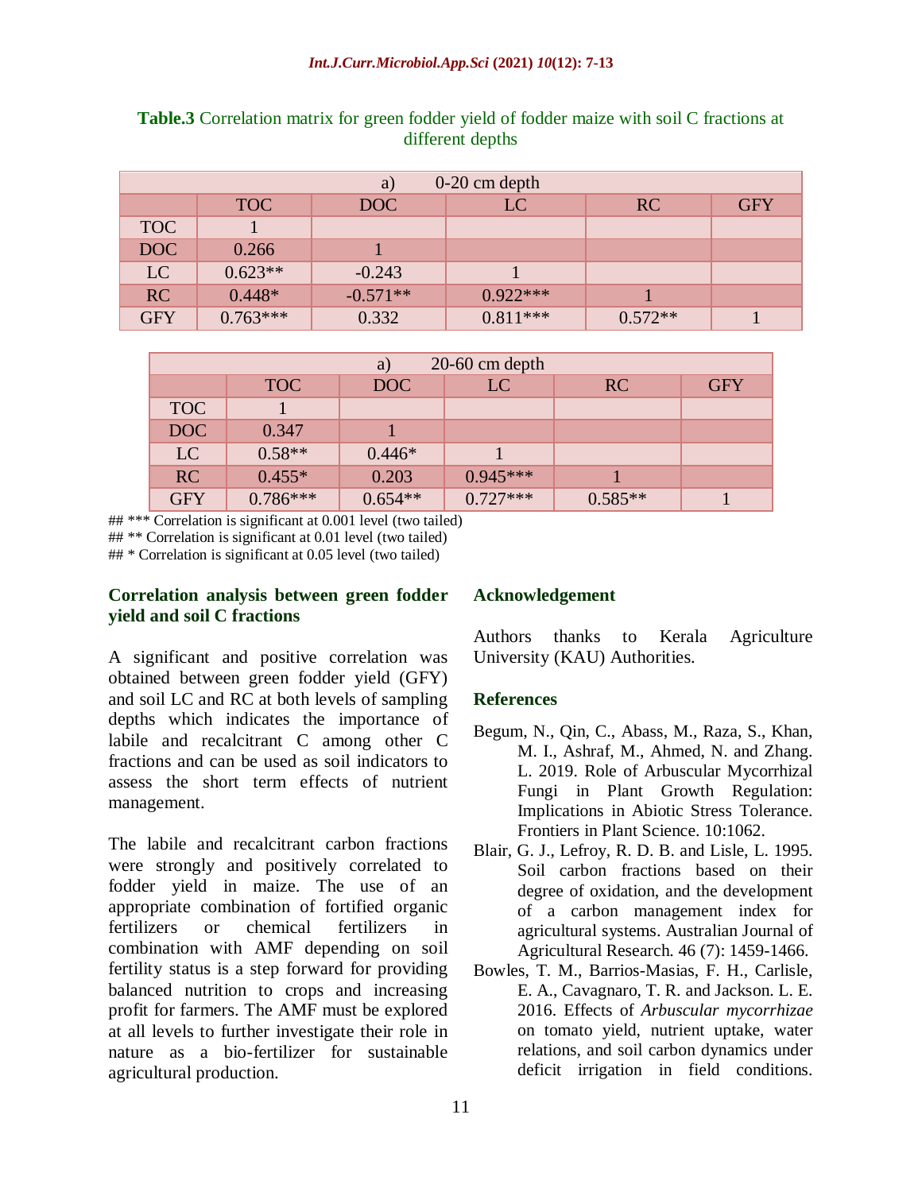**Table.3** Correlation matrix for green fodder yield of fodder maize with soil C fractions at different depths

| a) 0-20 cm depth | | | | | |
|---|---|---|---|---|---|
| | TOC | DOC | LC | RC | GFY |
| TOC | 1 | | | | |
| DOC | 0.266 | 1 | | | |
| LC | 0.623** | -0.243 | 1 | | |
| RC | 0.448* | -0.571** | 0.922*** | 1 | |
| GFY | 0.763*** | 0.332 | 0.811*** | 0.572** | 1 |

| a) 20-60 cm depth | | | | | |
|---|---|---|---|---|---|
| | TOC | DOC | LC | RC | GFY |
| TOC | 1 | | | | |
| DOC | 0.347 | 1 | | | |
| LC | 0.58** | 0.446* | 1 | | |
| RC | 0.455* | 0.203 | 0.945*** | 1 | |
| GFY | 0.786*** | 0.654** | 0.727*** | 0.585** | 1 |

## *** Correlation is significant at 0.001 level (two tailed)
## ** Correlation is significant at 0.01 level (two tailed)
## * Correlation is significant at 0.05 level (two tailed)

### Correlation analysis between green fodder yield and soil C fractions

A significant and positive correlation was obtained between green fodder yield (GFY) and soil LC and RC at both levels of sampling depths which indicates the importance of labile and recalcitrant C among other C fractions and can be used as soil indicators to assess the short term effects of nutrient management.

The labile and recalcitrant carbon fractions were strongly and positively correlated to fodder yield in maize. The use of an appropriate combination of fortified organic fertilizers or chemical fertilizers in combination with AMF depending on soil fertility status is a step forward for providing balanced nutrition to crops and increasing profit for farmers. The AMF must be explored at all levels to further investigate their role in nature as a bio-fertilizer for sustainable agricultural production.

### Acknowledgement

Authors thanks to Kerala Agriculture University (KAU) Authorities.

### References

Begum, N., Qin, C., Abass, M., Raza, S., Khan, M. I., Ashraf, M., Ahmed, N. and Zhang. L. 2019. Role of Arbuscular Mycorrhizal Fungi in Plant Growth Regulation: Implications in Abiotic Stress Tolerance. Frontiers in Plant Science. 10:1062.

Blair, G. J., Lefroy, R. D. B. and Lisle, L. 1995. Soil carbon fractions based on their degree of oxidation, and the development of a carbon management index for agricultural systems. Australian Journal of Agricultural Research. 46 (7): 1459-1466.

Bowles, T. M., Barrios-Masias, F. H., Carlisle, E. A., Cavagnaro, T. R. and Jackson. L. E. 2016. Effects of *Arbuscular mycorrhizae* on tomato yield, nutrient uptake, water relations, and soil carbon dynamics under deficit irrigation in field conditions.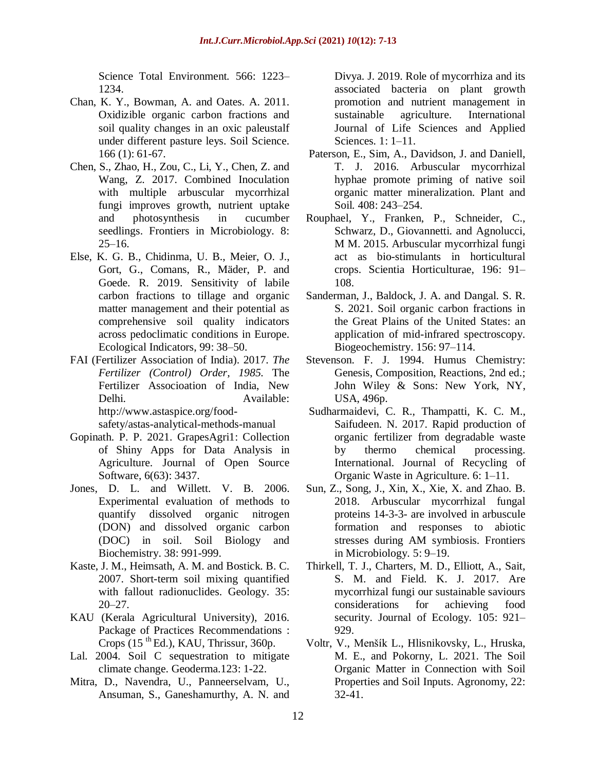Science Total Environment. 566: 1223–1234.

Chan, K. Y., Bowman, A. and Oates. A. 2011. Oxidizible organic carbon fractions and soil quality changes in an oxic paleustalf under different pasture leys. Soil Science. 166 (1): 61-67.

Chen, S., Zhao, H., Zou, C., Li, Y., Chen, Z. and Wang, Z. 2017. Combined Inoculation with multiple arbuscular mycorrhizal fungi improves growth, nutrient uptake and photosynthesis in cucumber seedlings. Frontiers in Microbiology. 8: 25–16.

Else, K. G. B., Chidinma, U. B., Meier, O. J., Gort, G., Comans, R., Mäder, P. and Goede. R. 2019. Sensitivity of labile carbon fractions to tillage and organic matter management and their potential as comprehensive soil quality indicators across pedoclimatic conditions in Europe. Ecological Indicators, 99: 38–50.

FAI (Fertilizer Association of India). 2017. *The Fertilizer (Control) Order, 1985.* The Fertilizer Associoation of India, New Delhi. Available: http://www.astaspice.org/food-safety/astas-analytical-methods-manual

Gopinath. P. P. 2021. GrapesAgri1: Collection of Shiny Apps for Data Analysis in Agriculture. Journal of Open Source Software, 6(63): 3437.

Jones, D. L. and Willett. V. B. 2006. Experimental evaluation of methods to quantify dissolved organic nitrogen (DON) and dissolved organic carbon (DOC) in soil. Soil Biology and Biochemistry. 38: 991-999.

Kaste, J. M., Heimsath, A. M. and Bostick. B. C. 2007. Short-term soil mixing quantified with fallout radionuclides. Geology. 35: 20–27.

KAU (Kerala Agricultural University), 2016. Package of Practices Recommendations : Crops (15 th Ed.), KAU, Thrissur, 360p.

Lal. 2004. Soil C sequestration to mitigate climate change. Geoderma.123: 1-22.

Mitra, D., Navendra, U., Panneerselvam, U., Ansuman, S., Ganeshamurthy, A. N. and Divya. J. 2019. Role of mycorrhiza and its associated bacteria on plant growth promotion and nutrient management in sustainable agriculture. International Journal of Life Sciences and Applied Sciences. 1: 1–11.

Paterson, E., Sim, A., Davidson, J. and Daniell, T. J. 2016. Arbuscular mycorrhizal hyphae promote priming of native soil organic matter mineralization. Plant and Soil. 408: 243–254.

Rouphael, Y., Franken, P., Schneider, C., Schwarz, D., Giovannetti. and Agnolucci, M M. 2015. Arbuscular mycorrhizal fungi act as bio-stimulants in horticultural crops. Scientia Horticulturae, 196: 91–108.

Sanderman, J., Baldock, J. A. and Dangal. S. R. S. 2021. Soil organic carbon fractions in the Great Plains of the United States: an application of mid-infrared spectroscopy. Biogeochemistry. 156: 97–114.

Stevenson. F. J. 1994. Humus Chemistry: Genesis, Composition, Reactions, 2nd ed.; John Wiley & Sons: New York, NY, USA, 496p.

Sudharmaidevi, C. R., Thampatti, K. C. M., Saifudeen. N. 2017. Rapid production of organic fertilizer from degradable waste by thermo chemical processing. International. Journal of Recycling of Organic Waste in Agriculture. 6: 1–11.

Sun, Z., Song, J., Xin, X., Xie, X. and Zhao. B. 2018. Arbuscular mycorrhizal fungal proteins 14-3-3- are involved in arbuscule formation and responses to abiotic stresses during AM symbiosis. Frontiers in Microbiology. 5: 9–19.

Thirkell, T. J., Charters, M. D., Elliott, A., Sait, S. M. and Field. K. J. 2017. Are mycorrhizal fungi our sustainable saviours considerations for achieving food security. Journal of Ecology. 105: 921–929.

Voltr, V., Menšík L., Hlisnikovsky, L., Hruska, M. E., and Pokorny, L. 2021. The Soil Organic Matter in Connection with Soil Properties and Soil Inputs. Agronomy, 22: 32-41.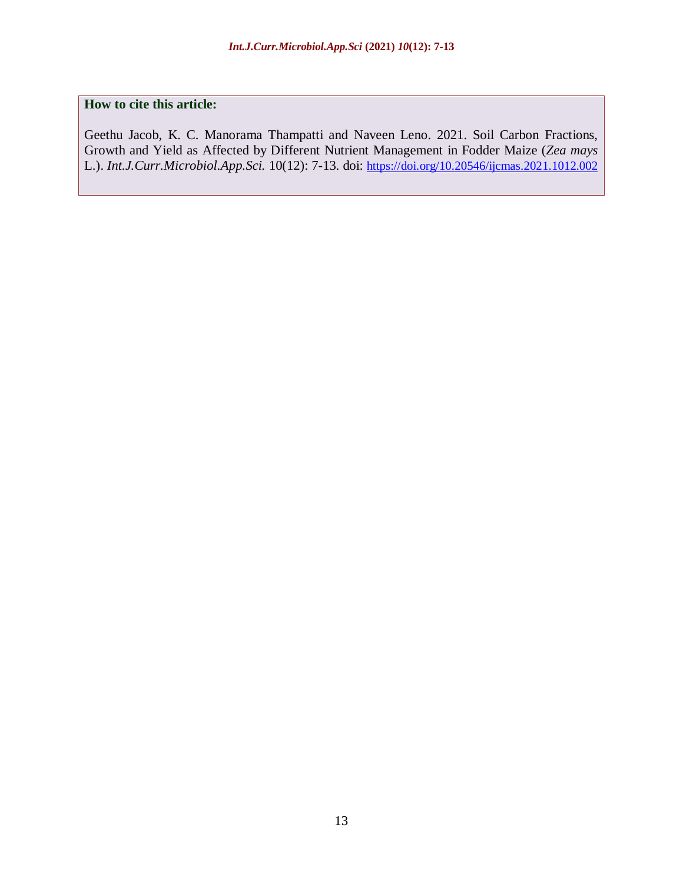**How to cite this article:**

Geethu Jacob, K. C. Manorama Thampatti and Naveen Leno. 2021. Soil Carbon Fractions, Growth and Yield as Affected by Different Nutrient Management in Fodder Maize (*Zea mays* L.). *Int.J.Curr.Microbiol.App.Sci.* 10(12): 7-13. doi: https://doi.org/10.20546/ijcmas.2021.1012.002